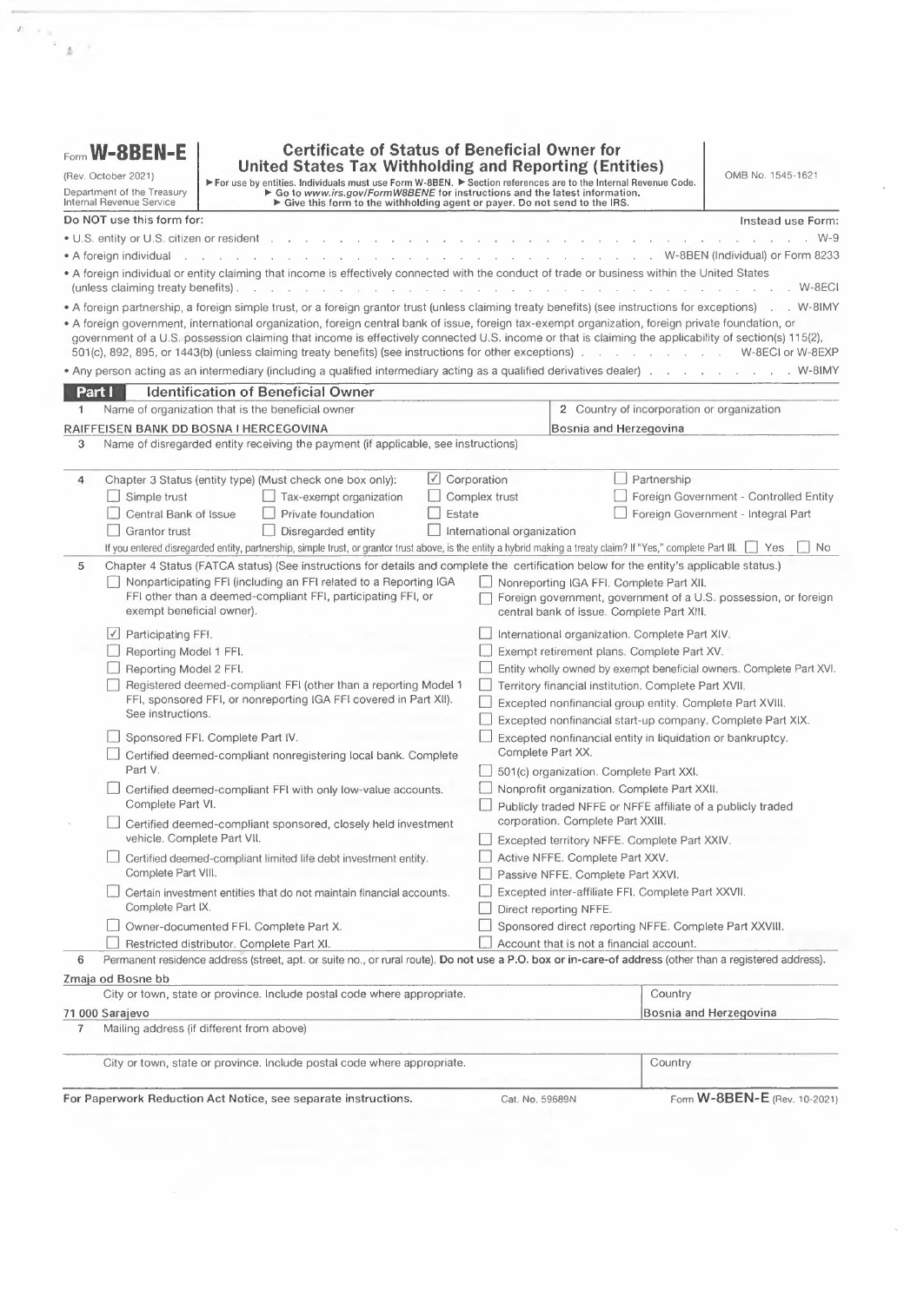# Form W-8BEN-E

(Rev. October 2021)

Department of the Treasury
Internal Revenue Service

## Certificate of Status of Beneficial Owner for United States Tax Withholding and Reporting (Entities)

► For use by entities. Individuals must use Form W-8BEN. ► Section references are to the Internal Revenue Code.
► Go to *www.irs.gov/FormW8BENE* for instructions and the latest information.
► Give this form to the withholding agent or payer. Do not send to the IRS.

OMB No. 1545-1621

**Do NOT use this form for:** | **Instead use Form:**

- U.S. entity or U.S. citizen or resident . . . . . W-9
- A foreign individual . . . . . W-8BEN (Individual) or Form 8233
- A foreign individual or entity claiming that income is effectively connected with the conduct of trade or business within the United States (unless claiming treaty benefits) . . . . . W-8ECI
- A foreign partnership, a foreign simple trust, or a foreign grantor trust (unless claiming treaty benefits) (see instructions for exceptions) . . . W-8IMY
- A foreign government, international organization, foreign central bank of issue, foreign tax-exempt organization, foreign private foundation, or government of a U.S. possession claiming that income is effectively connected U.S. income or that is claiming the applicability of section(s) 115(2), 501(c), 892, 895, or 1443(b) (unless claiming treaty benefits) (see instructions for other exceptions) . . . . . W-8ECI or W-8EXP
- Any person acting as an intermediary (including a qualified intermediary acting as a qualified derivatives dealer) . . . . . W-8IMY

## Part I — Identification of Beneficial Owner

**1** Name of organization that is the beneficial owner: RAIFFEISEN BANK DD BOSNA I HERCEGOVINA

**2** Country of incorporation or organization: Bosnia and Herzegovina

**3** Name of disregarded entity receiving the payment (if applicable, see instructions):

**4** Chapter 3 Status (entity type) (Must check one box only):

- ☑ Corporation
- ☐ Partnership
- ☐ Simple trust
- ☐ Tax-exempt organization
- ☐ Complex trust
- ☐ Foreign Government - Controlled Entity
- ☐ Central Bank of Issue
- ☐ Private foundation
- ☐ Estate
- ☐ Foreign Government - Integral Part
- ☐ Grantor trust
- ☐ Disregarded entity
- ☐ International organization

If you entered disregarded entity, partnership, simple trust, or grantor trust above, is the entity a hybrid making a treaty claim? If "Yes," complete Part III. ☐ Yes ☐ No

**5** Chapter 4 Status (FATCA status) (See instructions for details and complete the certification below for the entity's applicable status.)

- ☐ Nonparticipating FFI (including an FFI related to a Reporting IGA FFI other than a deemed-compliant FFI, participating FFI, or exempt beneficial owner).
- ☑ Participating FFI.
- ☐ Reporting Model 1 FFI.
- ☐ Reporting Model 2 FFI.
- ☐ Registered deemed-compliant FFI (other than a reporting Model 1 FFI, sponsored FFI, or nonreporting IGA FFI covered in Part XII). See instructions.
- ☐ Sponsored FFI. Complete Part IV.
- ☐ Certified deemed-compliant nonregistering local bank. Complete Part V.
- ☐ Certified deemed-compliant FFI with only low-value accounts. Complete Part VI.
- ☐ Certified deemed-compliant sponsored, closely held investment vehicle. Complete Part VII.
- ☐ Certified deemed-compliant limited life debt investment entity. Complete Part VIII.
- ☐ Certain investment entities that do not maintain financial accounts. Complete Part IX.
- ☐ Owner-documented FFI. Complete Part X.
- ☐ Restricted distributor. Complete Part XI.
- ☐ Nonreporting IGA FFI. Complete Part XII.
- ☐ Foreign government, government of a U.S. possession, or foreign central bank of issue. Complete Part XIII.
- ☐ International organization. Complete Part XIV.
- ☐ Exempt retirement plans. Complete Part XV.
- ☐ Entity wholly owned by exempt beneficial owners. Complete Part XVI.
- ☐ Territory financial institution. Complete Part XVII.
- ☐ Excepted nonfinancial group entity. Complete Part XVIII.
- ☐ Excepted nonfinancial start-up company. Complete Part XIX.
- ☐ Excepted nonfinancial entity in liquidation or bankruptcy. Complete Part XX.
- ☐ 501(c) organization. Complete Part XXI.
- ☐ Nonprofit organization. Complete Part XXII.
- ☐ Publicly traded NFFE or NFFE affiliate of a publicly traded corporation. Complete Part XXIII.
- ☐ Excepted territory NFFE. Complete Part XXIV.
- ☐ Active NFFE. Complete Part XXV.
- ☐ Passive NFFE. Complete Part XXVI.
- ☐ Excepted inter-affiliate FFI. Complete Part XXVII.
- ☐ Direct reporting NFFE.
- ☐ Sponsored direct reporting NFFE. Complete Part XXVIII.
- ☐ Account that is not a financial account.

**6** Permanent residence address (street, apt. or suite no., or rural route). **Do not use a P.O. box or in-care-of address** (other than a registered address).

Zmaja od Bosne bb

| City or town, state or province. Include postal code where appropriate. | Country |
|---|---|
| 71 000 Sarajevo | Bosnia and Herzegovina |

**7** Mailing address (if different from above)

| City or town, state or province. Include postal code where appropriate. | Country |
|---|---|
| | |

**For Paperwork Reduction Act Notice, see separate instructions.** Cat. No. 59689N Form **W-8BEN-E** (Rev. 10-2021)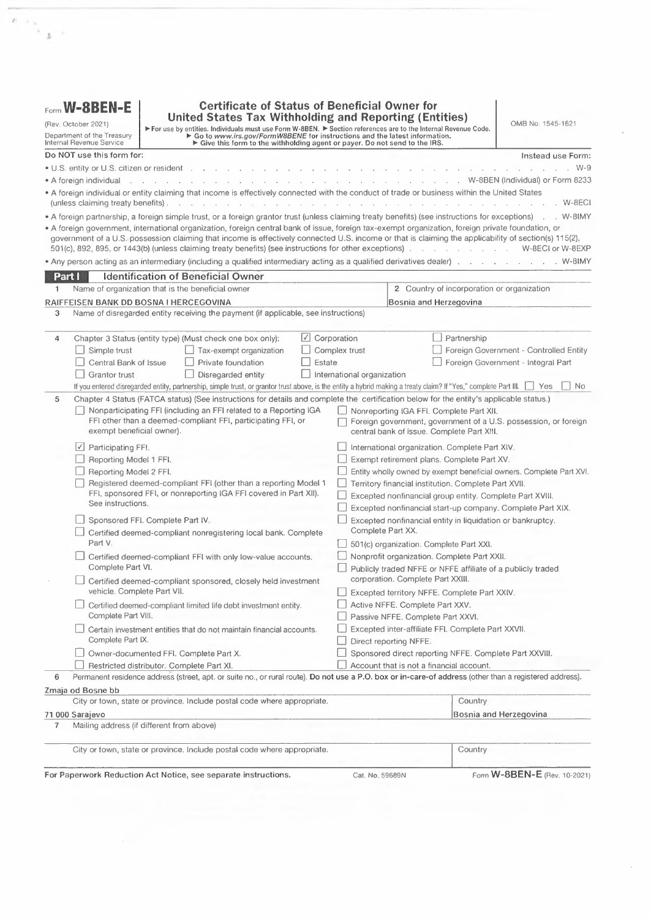# Form W-8BEN-E

(Rev. October 2021)

Department of the Treasury
Internal Revenue Service

## Certificate of Status of Beneficial Owner for United States Tax Withholding and Reporting (Entities)

► For use by entities. Individuals must use Form W-8BEN. ► Section references are to the Internal Revenue Code.
► Go to www.irs.gov/FormW8BENE for instructions and the latest information.
► Give this form to the withholding agent or payer. Do not send to the IRS.

OMB No. 1545-1621

| Do NOT use this form for: | Instead use Form: |
|---|---|
| • U.S. entity or U.S. citizen or resident | W-9 |
| • A foreign individual | W-8BEN (Individual) or Form 8233 |
| • A foreign individual or entity claiming that income is effectively connected with the conduct of trade or business within the United States (unless claiming treaty benefits) | W-8ECI |
| • A foreign partnership, a foreign simple trust, or a foreign grantor trust (unless claiming treaty benefits) (see instructions for exceptions) | W-8IMY |
| • A foreign government, international organization, foreign central bank of issue, foreign tax-exempt organization, foreign private foundation, or government of a U.S. possession claiming that income is effectively connected U.S. income or that is claiming the applicability of section(s) 115(2), 501(c), 892, 895, or 1443(b) (unless claiming treaty benefits) (see instructions for other exceptions) | W-8ECI or W-8EXP |
| • Any person acting as an intermediary (including a qualified intermediary acting as a qualified derivatives dealer) | W-8IMY |

## Part I — Identification of Beneficial Owner

**1** Name of organization that is the beneficial owner: RAIFFEISEN BANK DD BOSNA I HERCEGOVINA

**2** Country of incorporation or organization: Bosnia and Herzegovina

**3** Name of disregarded entity receiving the payment (if applicable, see instructions):

**4** Chapter 3 Status (entity type) (Must check one box only):

- ☑ Corporation
- ☐ Partnership
- ☐ Simple trust
- ☐ Tax-exempt organization
- ☐ Complex trust
- ☐ Foreign Government - Controlled Entity
- ☐ Central Bank of Issue
- ☐ Private foundation
- ☐ Estate
- ☐ Foreign Government - Integral Part
- ☐ Grantor trust
- ☐ Disregarded entity
- ☐ International organization

If you entered disregarded entity, partnership, simple trust, or grantor trust above, is the entity a hybrid making a treaty claim? If "Yes," complete Part III. ☐ Yes ☐ No

**5** Chapter 4 Status (FATCA status) (See instructions for details and complete the certification below for the entity's applicable status.)

- ☐ Nonparticipating FFI (including an FFI related to a Reporting IGA FFI other than a deemed-compliant FFI, participating FFI, or exempt beneficial owner).
- ☑ Participating FFI.
- ☐ Reporting Model 1 FFI.
- ☐ Reporting Model 2 FFI.
- ☐ Registered deemed-compliant FFI (other than a reporting Model 1 FFI, sponsored FFI, or nonreporting IGA FFI covered in Part XII). See instructions.
- ☐ Sponsored FFI. Complete Part IV.
- ☐ Certified deemed-compliant nonregistering local bank. Complete Part V.
- ☐ Certified deemed-compliant FFI with only low-value accounts. Complete Part VI.
- ☐ Certified deemed-compliant sponsored, closely held investment vehicle. Complete Part VII.
- ☐ Certified deemed-compliant limited life debt investment entity. Complete Part VIII.
- ☐ Certain investment entities that do not maintain financial accounts. Complete Part IX.
- ☐ Owner-documented FFI. Complete Part X.
- ☐ Restricted distributor. Complete Part XI.
- ☐ Nonreporting IGA FFI. Complete Part XII.
- ☐ Foreign government, government of a U.S. possession, or foreign central bank of issue. Complete Part XIII.
- ☐ International organization. Complete Part XIV.
- ☐ Exempt retirement plans. Complete Part XV.
- ☐ Entity wholly owned by exempt beneficial owners. Complete Part XVI.
- ☐ Territory financial institution. Complete Part XVII.
- ☐ Excepted nonfinancial group entity. Complete Part XVIII.
- ☐ Excepted nonfinancial start-up company. Complete Part XIX.
- ☐ Excepted nonfinancial entity in liquidation or bankruptcy. Complete Part XX.
- ☐ 501(c) organization. Complete Part XXI.
- ☐ Nonprofit organization. Complete Part XXII.
- ☐ Publicly traded NFFE or NFFE affiliate of a publicly traded corporation. Complete Part XXIII.
- ☐ Excepted territory NFFE. Complete Part XXIV.
- ☐ Active NFFE. Complete Part XXV.
- ☐ Passive NFFE. Complete Part XXVI.
- ☐ Excepted inter-affiliate FFI. Complete Part XXVII.
- ☐ Direct reporting NFFE.
- ☐ Sponsored direct reporting NFFE. Complete Part XXVIII.
- ☐ Account that is not a financial account.

**6** Permanent residence address (street, apt. or suite no., or rural route). **Do not use a P.O. box or in-care-of address** (other than a registered address).

Zmaja od Bosne bb

City or town, state or province. Include postal code where appropriate: 71 000 Sarajevo

Country: Bosnia and Herzegovina

**7** Mailing address (if different from above)

City or town, state or province. Include postal code where appropriate:

Country:

**For Paperwork Reduction Act Notice, see separate instructions.** Cat. No. 59689N Form **W-8BEN-E** (Rev. 10-2021)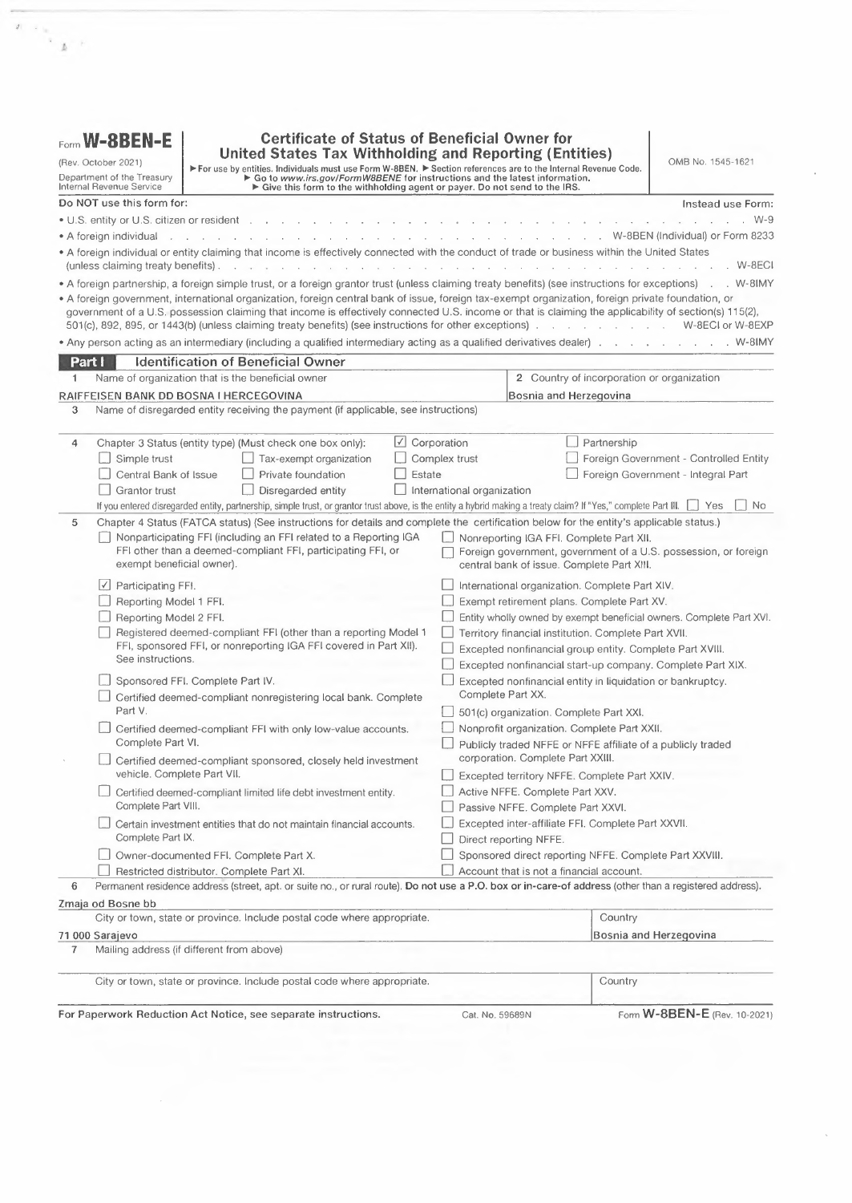# Form W-8BEN-E

(Rev. October 2021)

Department of the Treasury
Internal Revenue Service

## Certificate of Status of Beneficial Owner for United States Tax Withholding and Reporting (Entities)

▶ For use by entities. Individuals must use Form W-8BEN. ▶ Section references are to the Internal Revenue Code.
▶ Go to *www.irs.gov/FormW8BENE* for instructions and the latest information.
▶ Give this form to the withholding agent or payer. Do not send to the IRS.

OMB No. 1545-1621

| Do NOT use this form for: | Instead use Form: |
|---|---|
| • U.S. entity or U.S. citizen or resident | W-9 |
| • A foreign individual | W-8BEN (Individual) or Form 8233 |
| • A foreign individual or entity claiming that income is effectively connected with the conduct of trade or business within the United States (unless claiming treaty benefits) | W-8ECI |
| • A foreign partnership, a foreign simple trust, or a foreign grantor trust (unless claiming treaty benefits) (see instructions for exceptions) | W-8IMY |
| • A foreign government, international organization, foreign central bank of issue, foreign tax-exempt organization, foreign private foundation, or government of a U.S. possession claiming that income is effectively connected U.S. income or that is claiming the applicability of section(s) 115(2), 501(c), 892, 895, or 1443(b) (unless claiming treaty benefits) (see instructions for other exceptions) | W-8ECI or W-8EXP |
| • Any person acting as an intermediary (including a qualified intermediary acting as a qualified derivatives dealer) | W-8IMY |

## Part I — Identification of Beneficial Owner

**1** Name of organization that is the beneficial owner: RAIFFEISEN BANK DD BOSNA I HERCEGOVINA

**2** Country of incorporation or organization: Bosnia and Herzegovina

**3** Name of disregarded entity receiving the payment (if applicable, see instructions):

**4** Chapter 3 Status (entity type) (Must check one box only):

- ☐ Simple trust
- ☐ Tax-exempt organization
- ☑ Corporation
- ☐ Partnership
- ☐ Complex trust
- ☐ Foreign Government - Controlled Entity
- ☐ Central Bank of Issue
- ☐ Private foundation
- ☐ Estate
- ☐ Foreign Government - Integral Part
- ☐ Grantor trust
- ☐ Disregarded entity
- ☐ International organization

If you entered disregarded entity, partnership, simple trust, or grantor trust above, is the entity a hybrid making a treaty claim? If "Yes," complete Part III. ☐ Yes ☐ No

**5** Chapter 4 Status (FATCA status) (See instructions for details and complete the certification below for the entity's applicable status.)

- ☐ Nonparticipating FFI (including an FFI related to a Reporting IGA FFI other than a deemed-compliant FFI, participating FFI, or exempt beneficial owner).
- ☑ Participating FFI.
- ☐ Reporting Model 1 FFI.
- ☐ Reporting Model 2 FFI.
- ☐ Registered deemed-compliant FFI (other than a reporting Model 1 FFI, sponsored FFI, or nonreporting IGA FFI covered in Part XII). See instructions.
- ☐ Sponsored FFI. Complete Part IV.
- ☐ Certified deemed-compliant nonregistering local bank. Complete Part V.
- ☐ Certified deemed-compliant FFI with only low-value accounts. Complete Part VI.
- ☐ Certified deemed-compliant sponsored, closely held investment vehicle. Complete Part VII.
- ☐ Certified deemed-compliant limited life debt investment entity. Complete Part VIII.
- ☐ Certain investment entities that do not maintain financial accounts. Complete Part IX.
- ☐ Owner-documented FFI. Complete Part X.
- ☐ Restricted distributor. Complete Part XI.
- ☐ Nonreporting IGA FFI. Complete Part XII.
- ☐ Foreign government, government of a U.S. possession, or foreign central bank of issue. Complete Part XIII.
- ☐ International organization. Complete Part XIV.
- ☐ Exempt retirement plans. Complete Part XV.
- ☐ Entity wholly owned by exempt beneficial owners. Complete Part XVI.
- ☐ Territory financial institution. Complete Part XVII.
- ☐ Excepted nonfinancial group entity. Complete Part XVIII.
- ☐ Excepted nonfinancial start-up company. Complete Part XIX.
- ☐ Excepted nonfinancial entity in liquidation or bankruptcy. Complete Part XX.
- ☐ 501(c) organization. Complete Part XXI.
- ☐ Nonprofit organization. Complete Part XXII.
- ☐ Publicly traded NFFE or NFFE affiliate of a publicly traded corporation. Complete Part XXIII.
- ☐ Excepted territory NFFE. Complete Part XXIV.
- ☐ Active NFFE. Complete Part XXV.
- ☐ Passive NFFE. Complete Part XXVI.
- ☐ Excepted inter-affiliate FFI. Complete Part XXVII.
- ☐ Direct reporting NFFE.
- ☐ Sponsored direct reporting NFFE. Complete Part XXVIII.
- ☐ Account that is not a financial account.

**6** Permanent residence address (street, apt. or suite no., or rural route). **Do not use a P.O. box or in-care-of address** (other than a registered address).

Zmaja od Bosne bb

| City or town, state or province. Include postal code where appropriate. | Country |
|---|---|
| 71 000 Sarajevo | Bosnia and Herzegovina |

**7** Mailing address (if different from above)

| City or town, state or province. Include postal code where appropriate. | Country |
|---|---|
| | |

**For Paperwork Reduction Act Notice, see separate instructions.** Cat. No. 59689N Form **W-8BEN-E** (Rev. 10-2021)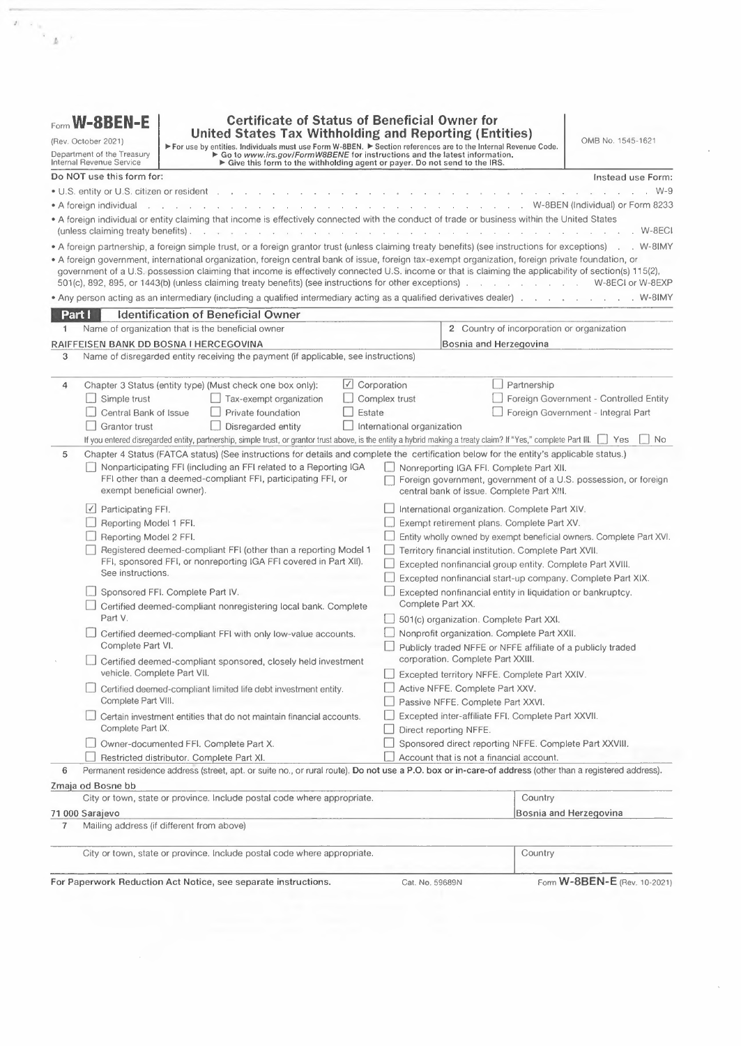# Form W-8BEN-E

(Rev. October 2021)

Department of the Treasury
Internal Revenue Service

## Certificate of Status of Beneficial Owner for United States Tax Withholding and Reporting (Entities)

▶ For use by entities. Individuals must use Form W-8BEN. ▶ Section references are to the Internal Revenue Code.
▶ Go to *www.irs.gov/FormW8BENE* for instructions and the latest information.
▶ Give this form to the withholding agent or payer. Do not send to the IRS.

OMB No. 1545-1621

**Do NOT use this form for:** **Instead use Form:**

- U.S. entity or U.S. citizen or resident . . . . . W-9
- A foreign individual . . . . . W-8BEN (Individual) or Form 8233
- A foreign individual or entity claiming that income is effectively connected with the conduct of trade or business within the United States (unless claiming treaty benefits) . . . . . W-8ECI
- A foreign partnership, a foreign simple trust, or a foreign grantor trust (unless claiming treaty benefits) (see instructions for exceptions) . . . W-8IMY
- A foreign government, international organization, foreign central bank of issue, foreign tax-exempt organization, foreign private foundation, or government of a U.S. possession claiming that income is effectively connected U.S. income or that is claiming the applicability of section(s) 115(2), 501(c), 892, 895, or 1443(b) (unless claiming treaty benefits) (see instructions for other exceptions) . . . . . W-8ECI or W-8EXP
- Any person acting as an intermediary (including a qualified intermediary acting as a qualified derivatives dealer) . . . . . W-8IMY

## Part I — Identification of Beneficial Owner

**1** Name of organization that is the beneficial owner: RAIFFEISEN BANK DD BOSNA I HERCEGOVINA

**2** Country of incorporation or organization: Bosnia and Herzegovina

**3** Name of disregarded entity receiving the payment (if applicable, see instructions):

**4** Chapter 3 Status (entity type) (Must check one box only):

- ☑ Corporation
- ☐ Partnership
- ☐ Simple trust
- ☐ Tax-exempt organization
- ☐ Complex trust
- ☐ Foreign Government - Controlled Entity
- ☐ Central Bank of Issue
- ☐ Private foundation
- ☐ Estate
- ☐ Foreign Government - Integral Part
- ☐ Grantor trust
- ☐ Disregarded entity
- ☐ International organization

If you entered disregarded entity, partnership, simple trust, or grantor trust above, is the entity a hybrid making a treaty claim? If "Yes," complete Part III. ☐ Yes ☐ No

**5** Chapter 4 Status (FATCA status) (See instructions for details and complete the certification below for the entity's applicable status.)

- ☐ Nonparticipating FFI (including an FFI related to a Reporting IGA FFI other than a deemed-compliant FFI, participating FFI, or exempt beneficial owner).
- ☑ Participating FFI.
- ☐ Reporting Model 1 FFI.
- ☐ Reporting Model 2 FFI.
- ☐ Registered deemed-compliant FFI (other than a reporting Model 1 FFI, sponsored FFI, or nonreporting IGA FFI covered in Part XII). See instructions.
- ☐ Sponsored FFI. Complete Part IV.
- ☐ Certified deemed-compliant nonregistering local bank. Complete Part V.
- ☐ Certified deemed-compliant FFI with only low-value accounts. Complete Part VI.
- ☐ Certified deemed-compliant sponsored, closely held investment vehicle. Complete Part VII.
- ☐ Certified deemed-compliant limited life debt investment entity. Complete Part VIII.
- ☐ Certain investment entities that do not maintain financial accounts. Complete Part IX.
- ☐ Owner-documented FFI. Complete Part X.
- ☐ Restricted distributor. Complete Part XI.
- ☐ Nonreporting IGA FFI. Complete Part XII.
- ☐ Foreign government, government of a U.S. possession, or foreign central bank of issue. Complete Part XIII.
- ☐ International organization. Complete Part XIV.
- ☐ Exempt retirement plans. Complete Part XV.
- ☐ Entity wholly owned by exempt beneficial owners. Complete Part XVI.
- ☐ Territory financial institution. Complete Part XVII.
- ☐ Excepted nonfinancial group entity. Complete Part XVIII.
- ☐ Excepted nonfinancial start-up company. Complete Part XIX.
- ☐ Excepted nonfinancial entity in liquidation or bankruptcy. Complete Part XX.
- ☐ 501(c) organization. Complete Part XXI.
- ☐ Nonprofit organization. Complete Part XXII.
- ☐ Publicly traded NFFE or NFFE affiliate of a publicly traded corporation. Complete Part XXIII.
- ☐ Excepted territory NFFE. Complete Part XXIV.
- ☐ Active NFFE. Complete Part XXV.
- ☐ Passive NFFE. Complete Part XXVI.
- ☐ Excepted inter-affiliate FFI. Complete Part XXVII.
- ☐ Direct reporting NFFE.
- ☐ Sponsored direct reporting NFFE. Complete Part XXVIII.
- ☐ Account that is not a financial account.

**6** Permanent residence address (street, apt. or suite no., or rural route). **Do not use a P.O. box or in-care-of address** (other than a registered address).

Zmaja od Bosne bb

City or town, state or province. Include postal code where appropriate: 71 000 Sarajevo

Country: Bosnia and Herzegovina

**7** Mailing address (if different from above)

City or town, state or province. Include postal code where appropriate.

Country

**For Paperwork Reduction Act Notice, see separate instructions.** Cat. No. 59689N Form **W-8BEN-E** (Rev. 10-2021)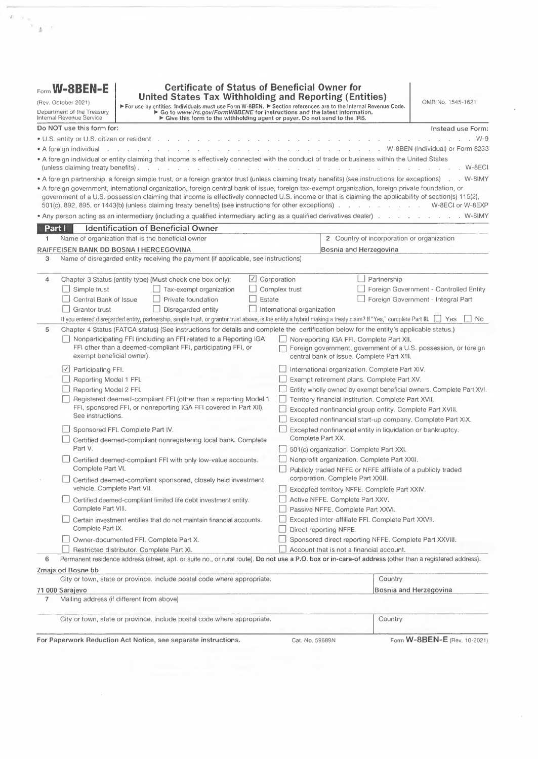Form **W-8BEN-E**

(Rev. October 2021)

Department of the Treasury
Internal Revenue Service

# Certificate of Status of Beneficial Owner for United States Tax Withholding and Reporting (Entities)

► For use by entities. Individuals must use Form W-8BEN. ► Section references are to the Internal Revenue Code.
► Go to *www.irs.gov/FormW8BENE* for instructions and the latest information.
► Give this form to the withholding agent or payer. Do not send to the IRS.

OMB No. 1545-1621

| Do NOT use this form for: | Instead use Form: |
|---|---|
| • U.S. entity or U.S. citizen or resident | W-9 |
| • A foreign individual | W-8BEN (Individual) or Form 8233 |
| • A foreign individual or entity claiming that income is effectively connected with the conduct of trade or business within the United States (unless claiming treaty benefits) | W-8ECI |
| • A foreign partnership, a foreign simple trust, or a foreign grantor trust (unless claiming treaty benefits) (see instructions for exceptions) | W-8IMY |
| • A foreign government, international organization, foreign central bank of issue, foreign tax-exempt organization, foreign private foundation, or government of a U.S. possession claiming that income is effectively connected U.S. income or that is claiming the applicability of section(s) 115(2), 501(c), 892, 895, or 1443(b) (unless claiming treaty benefits) (see instructions for other exceptions) | W-8ECI or W-8EXP |
| • Any person acting as an intermediary (including a qualified intermediary acting as a qualified derivatives dealer) | W-8IMY |

## Part I Identification of Beneficial Owner

1 Name of organization that is the beneficial owner
RAIFFEISEN BANK DD BOSNA I HERCEGOVINA

2 Country of incorporation or organization
Bosnia and Herzegovina

3 Name of disregarded entity receiving the payment (if applicable, see instructions)

4 Chapter 3 Status (entity type) (Must check one box only):

- [x] Corporation
- [ ] Partnership
- [ ] Simple trust
- [ ] Tax-exempt organization
- [ ] Complex trust
- [ ] Foreign Government - Controlled Entity
- [ ] Central Bank of Issue
- [ ] Private foundation
- [ ] Estate
- [ ] Foreign Government - Integral Part
- [ ] Grantor trust
- [ ] Disregarded entity
- [ ] International organization

If you entered disregarded entity, partnership, simple trust, or grantor trust above, is the entity a hybrid making a treaty claim? If "Yes," complete Part III. [ ] Yes [ ] No

5 Chapter 4 Status (FATCA status) (See instructions for details and complete the certification below for the entity's applicable status.)

- [ ] Nonparticipating FFI (including an FFI related to a Reporting IGA FFI other than a deemed-compliant FFI, participating FFI, or exempt beneficial owner).
- [x] Participating FFI.
- [ ] Reporting Model 1 FFI.
- [ ] Reporting Model 2 FFI.
- [ ] Registered deemed-compliant FFI (other than a reporting Model 1 FFI, sponsored FFI, or nonreporting IGA FFI covered in Part XII). See instructions.
- [ ] Sponsored FFI. Complete Part IV.
- [ ] Certified deemed-compliant nonregistering local bank. Complete Part V.
- [ ] Certified deemed-compliant FFI with only low-value accounts. Complete Part VI.
- [ ] Certified deemed-compliant sponsored, closely held investment vehicle. Complete Part VII.
- [ ] Certified deemed-compliant limited life debt investment entity. Complete Part VIII.
- [ ] Certain investment entities that do not maintain financial accounts. Complete Part IX.
- [ ] Owner-documented FFI. Complete Part X.
- [ ] Restricted distributor. Complete Part XI.
- [ ] Nonreporting IGA FFI. Complete Part XII.
- [ ] Foreign government, government of a U.S. possession, or foreign central bank of issue. Complete Part XIII.
- [ ] International organization. Complete Part XIV.
- [ ] Exempt retirement plans. Complete Part XV.
- [ ] Entity wholly owned by exempt beneficial owners. Complete Part XVI.
- [ ] Territory financial institution. Complete Part XVII.
- [ ] Excepted nonfinancial group entity. Complete Part XVIII.
- [ ] Excepted nonfinancial start-up company. Complete Part XIX.
- [ ] Excepted nonfinancial entity in liquidation or bankruptcy. Complete Part XX.
- [ ] 501(c) organization. Complete Part XXI.
- [ ] Nonprofit organization. Complete Part XXII.
- [ ] Publicly traded NFFE or NFFE affiliate of a publicly traded corporation. Complete Part XXIII.
- [ ] Excepted territory NFFE. Complete Part XXIV.
- [ ] Active NFFE. Complete Part XXV.
- [ ] Passive NFFE. Complete Part XXVI.
- [ ] Excepted inter-affiliate FFI. Complete Part XXVII.
- [ ] Direct reporting NFFE.
- [ ] Sponsored direct reporting NFFE. Complete Part XXVIII.
- [ ] Account that is not a financial account.

6 Permanent residence address (street, apt. or suite no., or rural route). **Do not use a P.O. box or in-care-of address** (other than a registered address).
Zmaja od Bosne bb

City or town, state or province. Include postal code where appropriate.
71 000 Sarajevo

Country
Bosnia and Herzegovina

7 Mailing address (if different from above)

City or town, state or province. Include postal code where appropriate.

Country

**For Paperwork Reduction Act Notice, see separate instructions.** Cat. No. 59689N Form **W-8BEN-E** (Rev. 10-2021)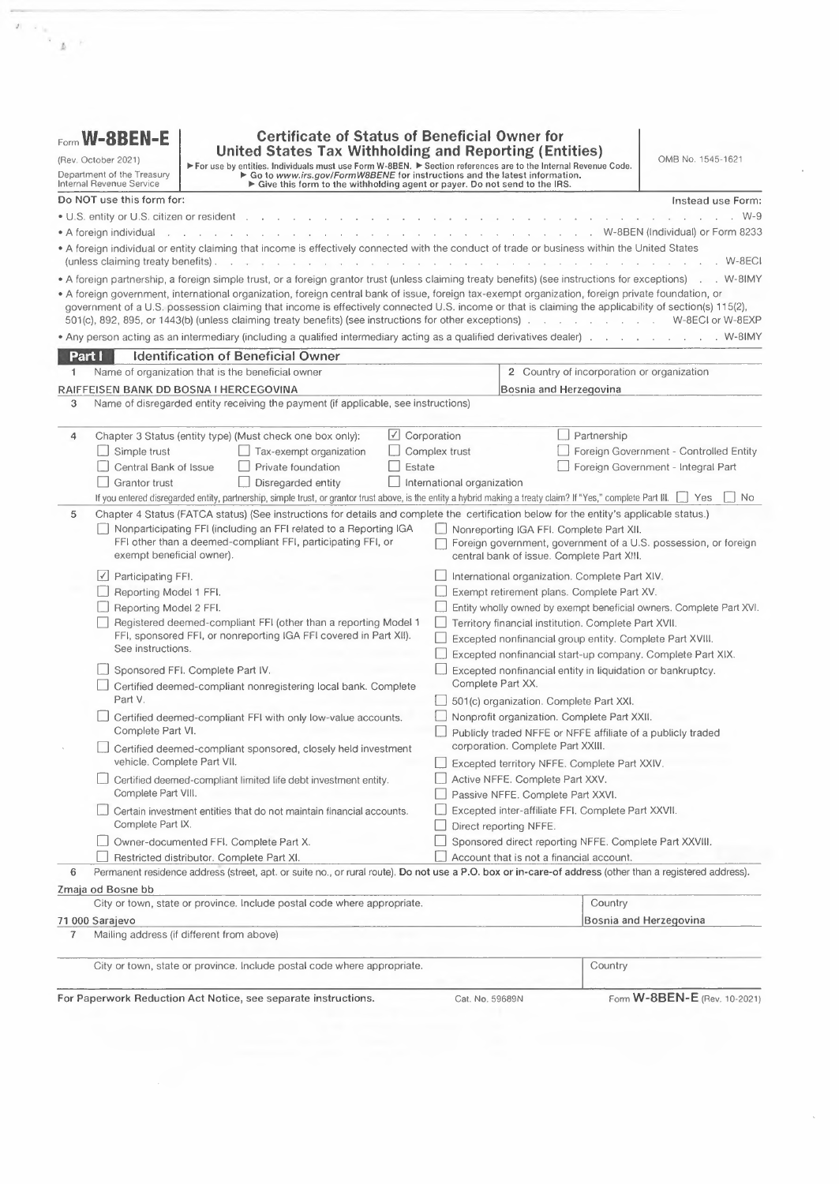# Form W-8BEN-E

(Rev. October 2021)

Department of the Treasury
Internal Revenue Service

## Certificate of Status of Beneficial Owner for United States Tax Withholding and Reporting (Entities)

▶ For use by entities. Individuals must use Form W-8BEN. ▶ Section references are to the Internal Revenue Code.
▶ Go to *www.irs.gov/FormW8BENE* for instructions and the latest information.
▶ Give this form to the withholding agent or payer. Do not send to the IRS.

OMB No. 1545-1621

| Do NOT use this form for: | Instead use Form: |
|---|---|
| • U.S. entity or U.S. citizen or resident | W-9 |
| • A foreign individual | W-8BEN (Individual) or Form 8233 |
| • A foreign individual or entity claiming that income is effectively connected with the conduct of trade or business within the United States (unless claiming treaty benefits) | W-8ECI |
| • A foreign partnership, a foreign simple trust, or a foreign grantor trust (unless claiming treaty benefits) (see instructions for exceptions) | W-8IMY |
| • A foreign government, international organization, foreign central bank of issue, foreign tax-exempt organization, foreign private foundation, or government of a U.S. possession claiming that income is effectively connected U.S. income or that is claiming the applicability of section(s) 115(2), 501(c), 892, 895, or 1443(b) (unless claiming treaty benefits) (see instructions for other exceptions) | W-8ECI or W-8EXP |
| • Any person acting as an intermediary (including a qualified intermediary acting as a qualified derivatives dealer) | W-8IMY |

## Part I Identification of Beneficial Owner

**1** Name of organization that is the beneficial owner: RAIFFEISEN BANK DD BOSNA I HERCEGOVINA

**2** Country of incorporation or organization: Bosnia and Herzegovina

**3** Name of disregarded entity receiving the payment (if applicable, see instructions):

**4** Chapter 3 Status (entity type) (Must check one box only):

- ☐ Simple trust
- ☐ Tax-exempt organization
- ☑ Corporation
- ☐ Partnership
- ☐ Complex trust
- ☐ Foreign Government - Controlled Entity
- ☐ Central Bank of Issue
- ☐ Private foundation
- ☐ Estate
- ☐ Foreign Government - Integral Part
- ☐ Grantor trust
- ☐ Disregarded entity
- ☐ International organization

If you entered disregarded entity, partnership, simple trust, or grantor trust above, is the entity a hybrid making a treaty claim? If "Yes," complete Part III. ☐ Yes ☐ No

**5** Chapter 4 Status (FATCA status) (See instructions for details and complete the certification below for the entity's applicable status.)

- ☐ Nonparticipating FFI (including an FFI related to a Reporting IGA FFI other than a deemed-compliant FFI, participating FFI, or exempt beneficial owner).
- ☑ Participating FFI.
- ☐ Reporting Model 1 FFI.
- ☐ Reporting Model 2 FFI.
- ☐ Registered deemed-compliant FFI (other than a reporting Model 1 FFI, sponsored FFI, or nonreporting IGA FFI covered in Part XII). See instructions.
- ☐ Sponsored FFI. Complete Part IV.
- ☐ Certified deemed-compliant nonregistering local bank. Complete Part V.
- ☐ Certified deemed-compliant FFI with only low-value accounts. Complete Part VI.
- ☐ Certified deemed-compliant sponsored, closely held investment vehicle. Complete Part VII.
- ☐ Certified deemed-compliant limited life debt investment entity. Complete Part VIII.
- ☐ Certain investment entities that do not maintain financial accounts. Complete Part IX.
- ☐ Owner-documented FFI. Complete Part X.
- ☐ Restricted distributor. Complete Part XI.
- ☐ Nonreporting IGA FFI. Complete Part XII.
- ☐ Foreign government, government of a U.S. possession, or foreign central bank of issue. Complete Part XIII.
- ☐ International organization. Complete Part XIV.
- ☐ Exempt retirement plans. Complete Part XV.
- ☐ Entity wholly owned by exempt beneficial owners. Complete Part XVI.
- ☐ Territory financial institution. Complete Part XVII.
- ☐ Excepted nonfinancial group entity. Complete Part XVIII.
- ☐ Excepted nonfinancial start-up company. Complete Part XIX.
- ☐ Excepted nonfinancial entity in liquidation or bankruptcy. Complete Part XX.
- ☐ 501(c) organization. Complete Part XXI.
- ☐ Nonprofit organization. Complete Part XXII.
- ☐ Publicly traded NFFE or NFFE affiliate of a publicly traded corporation. Complete Part XXIII.
- ☐ Excepted territory NFFE. Complete Part XXIV.
- ☐ Active NFFE. Complete Part XXV.
- ☐ Passive NFFE. Complete Part XXVI.
- ☐ Excepted inter-affiliate FFI. Complete Part XXVII.
- ☐ Direct reporting NFFE.
- ☐ Sponsored direct reporting NFFE. Complete Part XXVIII.
- ☐ Account that is not a financial account.

**6** Permanent residence address (street, apt. or suite no., or rural route). **Do not use a P.O. box or in-care-of address** (other than a registered address).

Zmaja od Bosne bb

City or town, state or province. Include postal code where appropriate: 71 000 Sarajevo

Country: Bosnia and Herzegovina

**7** Mailing address (if different from above)

City or town, state or province. Include postal code where appropriate:

Country:

**For Paperwork Reduction Act Notice, see separate instructions.** Cat. No. 59689N Form **W-8BEN-E** (Rev. 10-2021)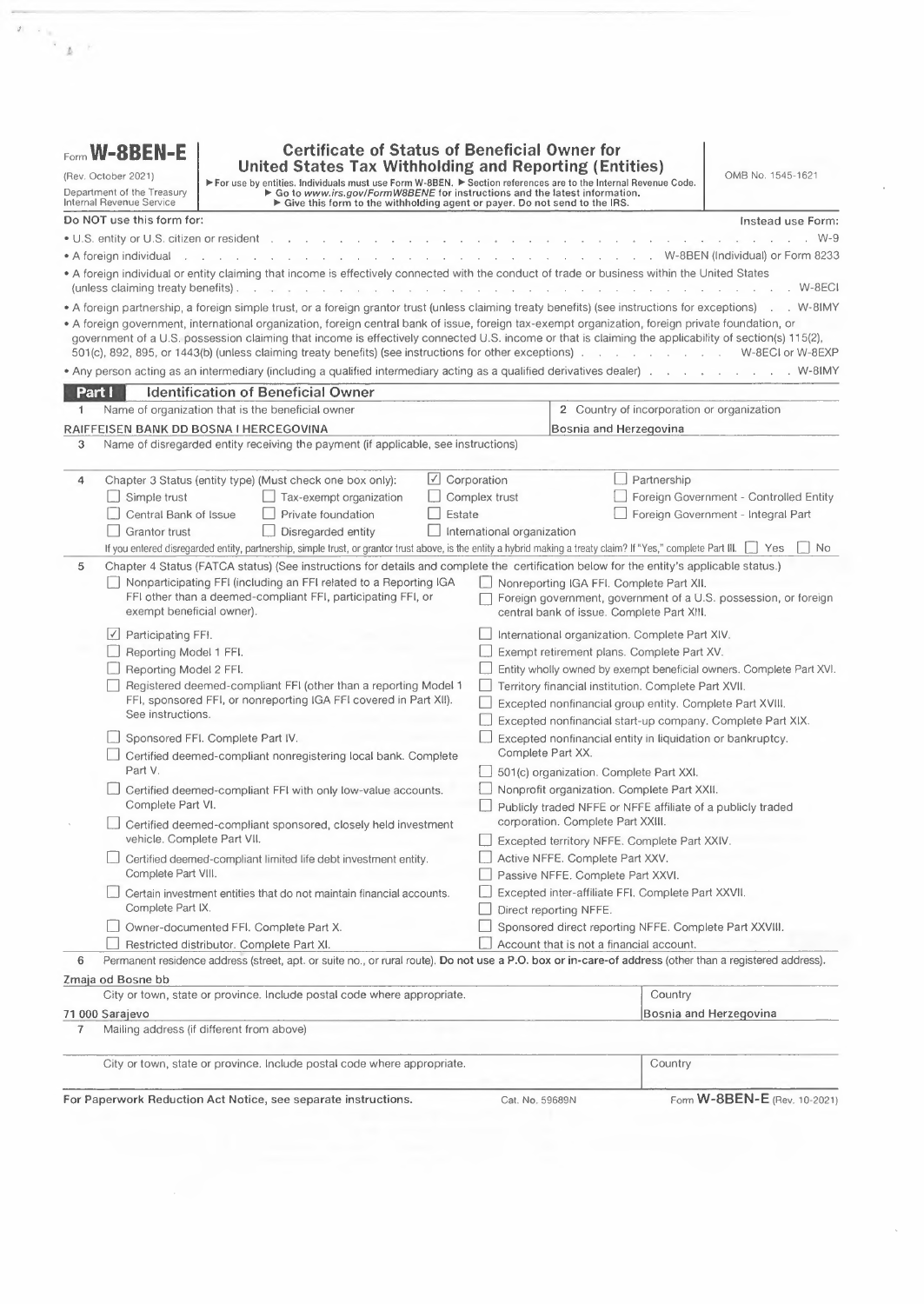# Form W-8BEN-E

(Rev. October 2021)

Department of the Treasury
Internal Revenue Service

## Certificate of Status of Beneficial Owner for United States Tax Withholding and Reporting (Entities)

▶ For use by entities. Individuals must use Form W-8BEN. ▶ Section references are to the Internal Revenue Code.
▶ Go to *www.irs.gov/FormW8BENE* for instructions and the latest information.
▶ Give this form to the withholding agent or payer. Do not send to the IRS.

OMB No. 1545-1621

| Do NOT use this form for: | Instead use Form: |
|---|---|
| • U.S. entity or U.S. citizen or resident | W-9 |
| • A foreign individual | W-8BEN (Individual) or Form 8233 |
| • A foreign individual or entity claiming that income is effectively connected with the conduct of trade or business within the United States (unless claiming treaty benefits) | W-8ECI |
| • A foreign partnership, a foreign simple trust, or a foreign grantor trust (unless claiming treaty benefits) (see instructions for exceptions) | W-8IMY |
| • A foreign government, international organization, foreign central bank of issue, foreign tax-exempt organization, foreign private foundation, or government of a U.S. possession claiming that income is effectively connected U.S. income or that is claiming the applicability of section(s) 115(2), 501(c), 892, 895, or 1443(b) (unless claiming treaty benefits) (see instructions for other exceptions) | W-8ECI or W-8EXP |
| • Any person acting as an intermediary (including a qualified intermediary acting as a qualified derivatives dealer) | W-8IMY |

## Part I — Identification of Beneficial Owner

**1** Name of organization that is the beneficial owner: RAIFFEISEN BANK DD BOSNA I HERCEGOVINA

**2** Country of incorporation or organization: Bosnia and Herzegovina

**3** Name of disregarded entity receiving the payment (if applicable, see instructions):

**4** Chapter 3 Status (entity type) (Must check one box only):

- ☑ Corporation
- ☐ Partnership
- ☐ Simple trust
- ☐ Tax-exempt organization
- ☐ Complex trust
- ☐ Foreign Government - Controlled Entity
- ☐ Central Bank of Issue
- ☐ Private foundation
- ☐ Estate
- ☐ Foreign Government - Integral Part
- ☐ Grantor trust
- ☐ Disregarded entity
- ☐ International organization

If you entered disregarded entity, partnership, simple trust, or grantor trust above, is the entity a hybrid making a treaty claim? If "Yes," complete Part III. ☐ Yes ☐ No

**5** Chapter 4 Status (FATCA status) (See instructions for details and complete the certification below for the entity's applicable status.)

- ☐ Nonparticipating FFI (including an FFI related to a Reporting IGA FFI other than a deemed-compliant FFI, participating FFI, or exempt beneficial owner).
- ☑ Participating FFI.
- ☐ Reporting Model 1 FFI.
- ☐ Reporting Model 2 FFI.
- ☐ Registered deemed-compliant FFI (other than a reporting Model 1 FFI, sponsored FFI, or nonreporting IGA FFI covered in Part XII). See instructions.
- ☐ Sponsored FFI. Complete Part IV.
- ☐ Certified deemed-compliant nonregistering local bank. Complete Part V.
- ☐ Certified deemed-compliant FFI with only low-value accounts. Complete Part VI.
- ☐ Certified deemed-compliant sponsored, closely held investment vehicle. Complete Part VII.
- ☐ Certified deemed-compliant limited life debt investment entity. Complete Part VIII.
- ☐ Certain investment entities that do not maintain financial accounts. Complete Part IX.
- ☐ Owner-documented FFI. Complete Part X.
- ☐ Restricted distributor. Complete Part XI.
- ☐ Nonreporting IGA FFI. Complete Part XII.
- ☐ Foreign government, government of a U.S. possession, or foreign central bank of issue. Complete Part XIII.
- ☐ International organization. Complete Part XIV.
- ☐ Exempt retirement plans. Complete Part XV.
- ☐ Entity wholly owned by exempt beneficial owners. Complete Part XVI.
- ☐ Territory financial institution. Complete Part XVII.
- ☐ Excepted nonfinancial group entity. Complete Part XVIII.
- ☐ Excepted nonfinancial start-up company. Complete Part XIX.
- ☐ Excepted nonfinancial entity in liquidation or bankruptcy. Complete Part XX.
- ☐ 501(c) organization. Complete Part XXI.
- ☐ Nonprofit organization. Complete Part XXII.
- ☐ Publicly traded NFFE or NFFE affiliate of a publicly traded corporation. Complete Part XXIII.
- ☐ Excepted territory NFFE. Complete Part XXIV.
- ☐ Active NFFE. Complete Part XXV.
- ☐ Passive NFFE. Complete Part XXVI.
- ☐ Excepted inter-affiliate FFI. Complete Part XXVII.
- ☐ Direct reporting NFFE.
- ☐ Sponsored direct reporting NFFE. Complete Part XXVIII.
- ☐ Account that is not a financial account.

**6** Permanent residence address (street, apt. or suite no., or rural route). **Do not use a P.O. box or in-care-of address** (other than a registered address).

Zmaja od Bosne bb

City or town, state or province. Include postal code where appropriate: 71 000 Sarajevo

Country: Bosnia and Herzegovina

**7** Mailing address (if different from above)

City or town, state or province. Include postal code where appropriate.

Country

**For Paperwork Reduction Act Notice, see separate instructions.** Cat. No. 59689N Form **W-8BEN-E** (Rev. 10-2021)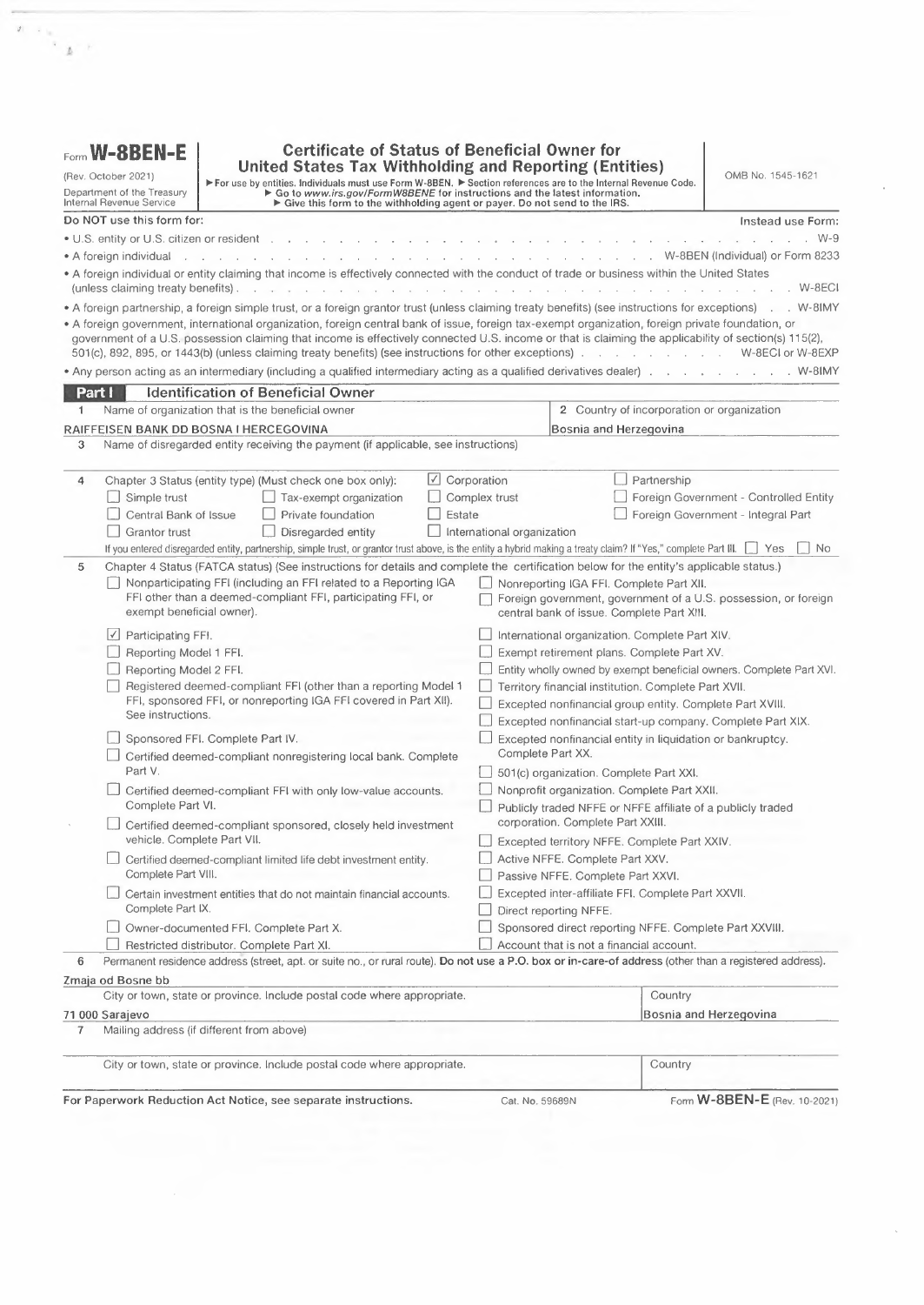# Form W-8BEN-E

(Rev. October 2021)

Department of the Treasury
Internal Revenue Service

## Certificate of Status of Beneficial Owner for United States Tax Withholding and Reporting (Entities)

► For use by entities. Individuals must use Form W-8BEN. ► Section references are to the Internal Revenue Code.
► Go to *www.irs.gov/FormW8BENE* for instructions and the latest information.
► Give this form to the withholding agent or payer. Do not send to the IRS.

OMB No. 1545-1621

**Do NOT use this form for:** **Instead use Form:**

- U.S. entity or U.S. citizen or resident . . . . . . W-9
- A foreign individual . . . . . . W-8BEN (Individual) or Form 8233
- A foreign individual or entity claiming that income is effectively connected with the conduct of trade or business within the United States (unless claiming treaty benefits) . . . . . . W-8ECI
- A foreign partnership, a foreign simple trust, or a foreign grantor trust (unless claiming treaty benefits) (see instructions for exceptions) . . W-8IMY
- A foreign government, international organization, foreign central bank of issue, foreign tax-exempt organization, foreign private foundation, or government of a U.S. possession claiming that income is effectively connected U.S. income or that is claiming the applicability of section(s) 115(2), 501(c), 892, 895, or 1443(b) (unless claiming treaty benefits) (see instructions for other exceptions) . . . . . . W-8ECI or W-8EXP
- Any person acting as an intermediary (including a qualified intermediary acting as a qualified derivatives dealer) . . . . . . W-8IMY

## Part I — Identification of Beneficial Owner

**1** Name of organization that is the beneficial owner: RAIFFEISEN BANK DD BOSNA I HERCEGOVINA

**2** Country of incorporation or organization: Bosnia and Herzegovina

**3** Name of disregarded entity receiving the payment (if applicable, see instructions):

**4** Chapter 3 Status (entity type) (Must check one box only):

- [x] Corporation
- [ ] Partnership
- [ ] Simple trust
- [ ] Tax-exempt organization
- [ ] Complex trust
- [ ] Foreign Government - Controlled Entity
- [ ] Central Bank of Issue
- [ ] Private foundation
- [ ] Estate
- [ ] Foreign Government - Integral Part
- [ ] Grantor trust
- [ ] Disregarded entity
- [ ] International organization

If you entered disregarded entity, partnership, simple trust, or grantor trust above, is the entity a hybrid making a treaty claim? If "Yes," complete Part III. [ ] Yes [ ] No

**5** Chapter 4 Status (FATCA status) (See instructions for details and complete the certification below for the entity's applicable status.)

- [ ] Nonparticipating FFI (including an FFI related to a Reporting IGA FFI other than a deemed-compliant FFI, participating FFI, or exempt beneficial owner).
- [x] Participating FFI.
- [ ] Reporting Model 1 FFI.
- [ ] Reporting Model 2 FFI.
- [ ] Registered deemed-compliant FFI (other than a reporting Model 1 FFI, sponsored FFI, or nonreporting IGA FFI covered in Part XII). See instructions.
- [ ] Sponsored FFI. Complete Part IV.
- [ ] Certified deemed-compliant nonregistering local bank. Complete Part V.
- [ ] Certified deemed-compliant FFI with only low-value accounts. Complete Part VI.
- [ ] Certified deemed-compliant sponsored, closely held investment vehicle. Complete Part VII.
- [ ] Certified deemed-compliant limited life debt investment entity. Complete Part VIII.
- [ ] Certain investment entities that do not maintain financial accounts. Complete Part IX.
- [ ] Owner-documented FFI. Complete Part X.
- [ ] Restricted distributor. Complete Part XI.
- [ ] Nonreporting IGA FFI. Complete Part XII.
- [ ] Foreign government, government of a U.S. possession, or foreign central bank of issue. Complete Part XIII.
- [ ] International organization. Complete Part XIV.
- [ ] Exempt retirement plans. Complete Part XV.
- [ ] Entity wholly owned by exempt beneficial owners. Complete Part XVI.
- [ ] Territory financial institution. Complete Part XVII.
- [ ] Excepted nonfinancial group entity. Complete Part XVIII.
- [ ] Excepted nonfinancial start-up company. Complete Part XIX.
- [ ] Excepted nonfinancial entity in liquidation or bankruptcy. Complete Part XX.
- [ ] 501(c) organization. Complete Part XXI.
- [ ] Nonprofit organization. Complete Part XXII.
- [ ] Publicly traded NFFE or NFFE affiliate of a publicly traded corporation. Complete Part XXIII.
- [ ] Excepted territory NFFE. Complete Part XXIV.
- [ ] Active NFFE. Complete Part XXV.
- [ ] Passive NFFE. Complete Part XXVI.
- [ ] Excepted inter-affiliate FFI. Complete Part XXVII.
- [ ] Direct reporting NFFE.
- [ ] Sponsored direct reporting NFFE. Complete Part XXVIII.
- [ ] Account that is not a financial account.

**6** Permanent residence address (street, apt. or suite no., or rural route). **Do not use a P.O. box or in-care-of address** (other than a registered address).

Zmaja od Bosne bb

City or town, state or province. Include postal code where appropriate: 71 000 Sarajevo

Country: Bosnia and Herzegovina

**7** Mailing address (if different from above)

City or town, state or province. Include postal code where appropriate.

Country

**For Paperwork Reduction Act Notice, see separate instructions.** Cat. No. 59689N Form **W-8BEN-E** (Rev. 10-2021)